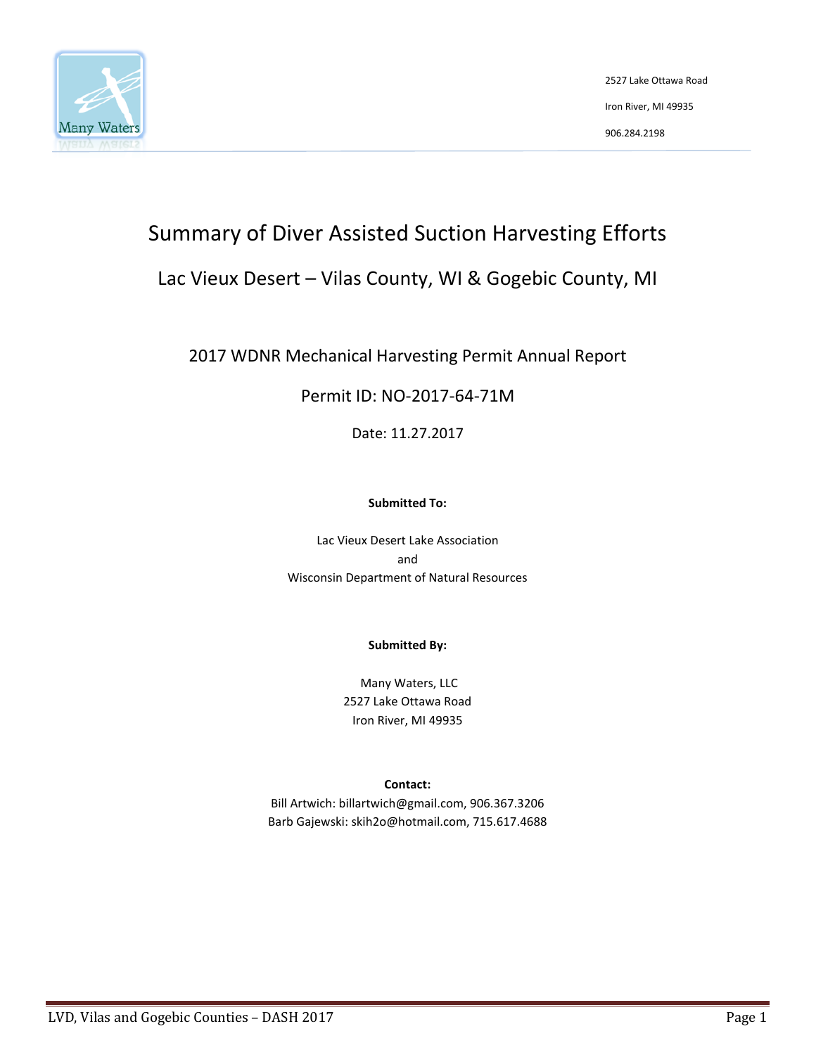Many Waters

2527 Lake Ottawa Road

Iron River, MI 49935

906.284.2198

# Summary of Diver Assisted Suction Harvesting Efforts

## Lac Vieux Desert – Vilas County, WI & Gogebic County, MI

2017 WDNR Mechanical Harvesting Permit Annual Report

Permit ID: NO-2017-64-71M

Date: 11.27.2017

**Submitted To:**

Lac Vieux Desert Lake Association
and
Wisconsin Department of Natural Resources

**Submitted By:**

Many Waters, LLC
2527 Lake Ottawa Road
Iron River, MI 49935

**Contact:**

Bill Artwich: billartwich@gmail.com, 906.367.3206
Barb Gajewski: skih2o@hotmail.com, 715.617.4688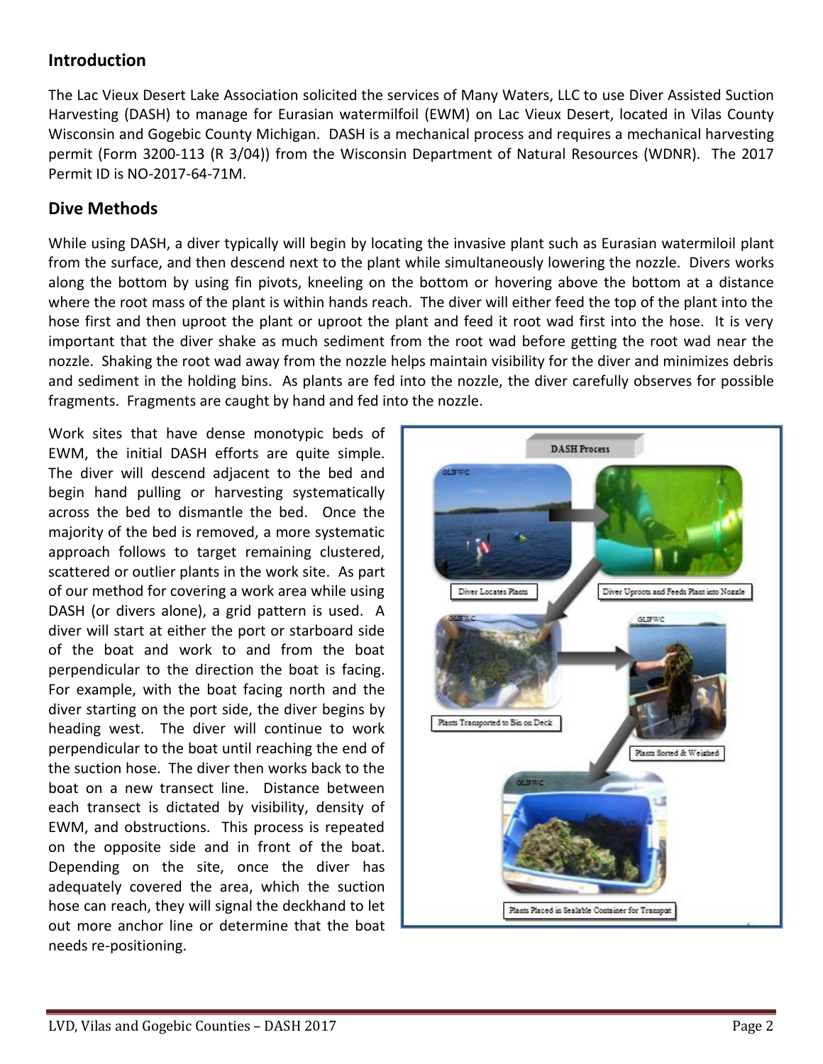## Introduction

The Lac Vieux Desert Lake Association solicited the services of Many Waters, LLC to use Diver Assisted Suction Harvesting (DASH) to manage for Eurasian watermilfoil (EWM) on Lac Vieux Desert, located in Vilas County Wisconsin and Gogebic County Michigan. DASH is a mechanical process and requires a mechanical harvesting permit (Form 3200-113 (R 3/04)) from the Wisconsin Department of Natural Resources (WDNR). The 2017 Permit ID is NO-2017-64-71M.

## Dive Methods

While using DASH, a diver typically will begin by locating the invasive plant such as Eurasian watermiloil plant from the surface, and then descend next to the plant while simultaneously lowering the nozzle. Divers works along the bottom by using fin pivots, kneeling on the bottom or hovering above the bottom at a distance where the root mass of the plant is within hands reach. The diver will either feed the top of the plant into the hose first and then uproot the plant or uproot the plant and feed it root wad first into the hose. It is very important that the diver shake as much sediment from the root wad before getting the root wad near the nozzle. Shaking the root wad away from the nozzle helps maintain visibility for the diver and minimizes debris and sediment in the holding bins. As plants are fed into the nozzle, the diver carefully observes for possible fragments. Fragments are caught by hand and fed into the nozzle.

Work sites that have dense monotypic beds of EWM, the initial DASH efforts are quite simple. The diver will descend adjacent to the bed and begin hand pulling or harvesting systematically across the bed to dismantle the bed. Once the majority of the bed is removed, a more systematic approach follows to target remaining clustered, scattered or outlier plants in the work site. As part of our method for covering a work area while using DASH (or divers alone), a grid pattern is used. A diver will start at either the port or starboard side of the boat and work to and from the boat perpendicular to the direction the boat is facing. For example, with the boat facing north and the diver starting on the port side, the diver begins by heading west. The diver will continue to work perpendicular to the boat until reaching the end of the suction hose. The diver then works back to the boat on a new transect line. Distance between each transect is dictated by visibility, density of EWM, and obstructions. This process is repeated on the opposite side and in front of the boat. Depending on the site, once the diver has adequately covered the area, which the suction hose can reach, they will signal the deckhand to let out more anchor line or determine that the boat needs re-positioning.

DASH Process

Diver Locates Plants → Diver Uproots and Feeds Plant into Nozzle → Plants Transported to Bin on Deck → Plants Sorted & Weighed → Plants Placed in Sealable Container for Transport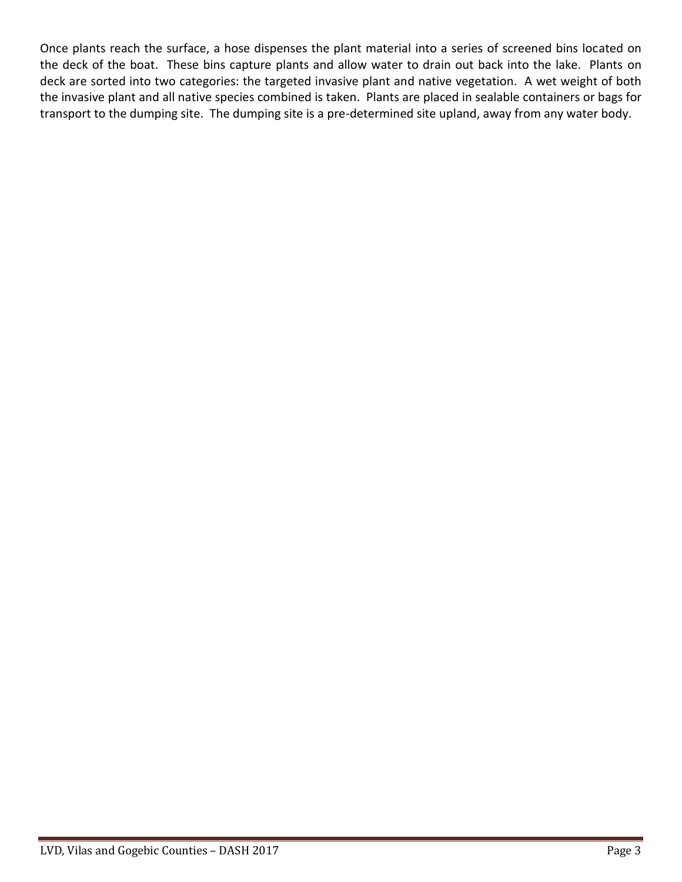Once plants reach the surface, a hose dispenses the plant material into a series of screened bins located on the deck of the boat. These bins capture plants and allow water to drain out back into the lake. Plants on deck are sorted into two categories: the targeted invasive plant and native vegetation. A wet weight of both the invasive plant and all native species combined is taken. Plants are placed in sealable containers or bags for transport to the dumping site. The dumping site is a pre-determined site upland, away from any water body.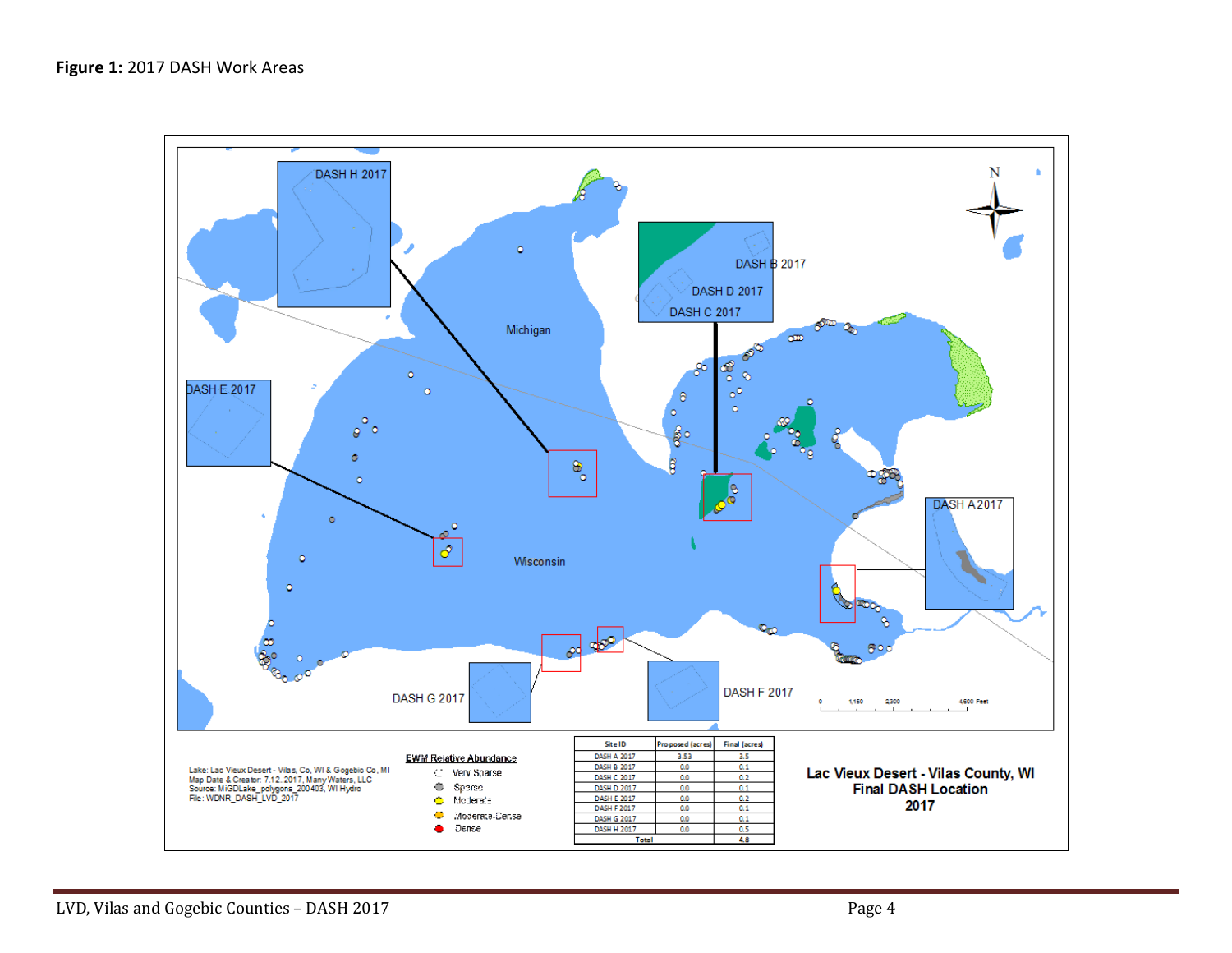**Figure 1:** 2017 DASH Work Areas

| Site ID | Proposed (acres) | Final (acres) |
|---|---|---|
| DASH A 2017 | 3.53 | 3.5 |
| DASH B 2017 | 0.0 | 0.1 |
| DASH C 2017 | 0.0 | 0.2 |
| DASH D 2017 | 0.0 | 0.1 |
| DASH E 2017 | 0.0 | 0.2 |
| DASH F 2017 | 0.0 | 0.1 |
| DASH G 2017 | 0.0 | 0.1 |
| DASH H 2017 | 0.0 | 0.5 |
| Total | | 4.8 |

Lake: Lac Vieux Desert - Vilas Co, WI & Gogebic Co, MI
Map Date & Creator: 7.12.2017, Many Waters, LLC
Source: MiGDLake_polygons_200403, WI Hydro
File: WDNR_DASH_LVD_2017

EWM Relative Abundance
- Very Sparse
- Sparse
- Moderate
- Moderate-Dense
- Dense

Lac Vieux Desert - Vilas County, WI
Final DASH Location
2017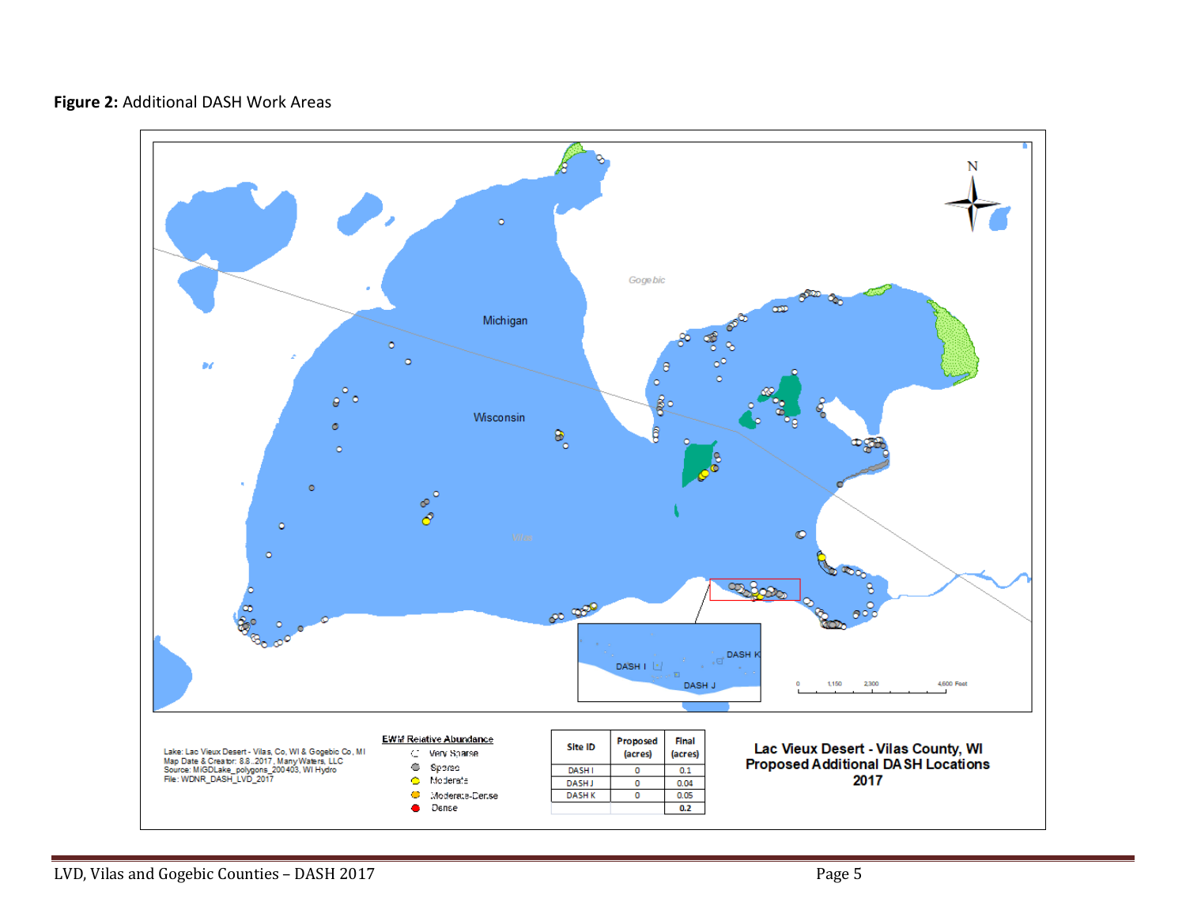**Figure 2:** Additional DASH Work Areas

Michigan

Wisconsin

Gogebic

Vilas

DASH I

DASH J

DASH K

0 1,150 2,300 4,600 Feet

Lake: Lac Vieux Desert - Vilas Co, WI & Gogebic Co, MI
Map Date & Creator: 8.8.2017, Many Waters, LLC
Source: MiGDLake_polygons_200403, WI Hydro
File: WDNR_DASH_LVD_2017

**EWM Relative Abundance**

- Very Sparse
- Sparse
- Moderate
- Moderate-Dense
- Dense

| Site ID | Proposed (acres) | Final (acres) |
|---|---|---|
| DASH I | 0 | 0.1 |
| DASH J | 0 | 0.04 |
| DASH K | 0 | 0.05 |
| | | 0.2 |

**Lac Vieux Desert - Vilas County, WI**
**Proposed Additional DASH Locations**
**2017**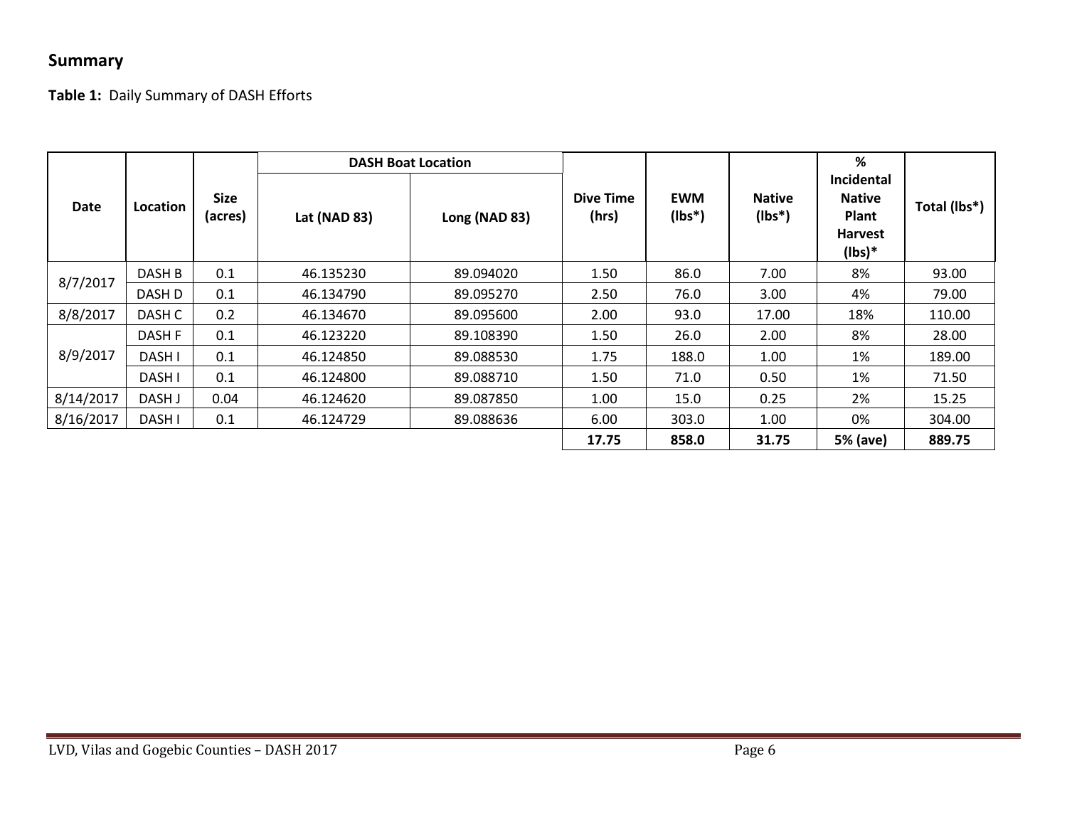## Summary

**Table 1:** Daily Summary of DASH Efforts

| Date | Location | Size (acres) | DASH Boat Location | | Dive Time (hrs) | EWM (lbs*) | Native (lbs*) | % Incidental Native Plant Harvest (lbs)* | Total (lbs*) |
|---|---|---|---|---|---|---|---|---|---|
| | | | Lat (NAD 83) | Long (NAD 83) | | | | | |
| 8/7/2017 | DASH B | 0.1 | 46.135230 | 89.094020 | 1.50 | 86.0 | 7.00 | 8% | 93.00 |
| | DASH D | 0.1 | 46.134790 | 89.095270 | 2.50 | 76.0 | 3.00 | 4% | 79.00 |
| 8/8/2017 | DASH C | 0.2 | 46.134670 | 89.095600 | 2.00 | 93.0 | 17.00 | 18% | 110.00 |
| 8/9/2017 | DASH F | 0.1 | 46.123220 | 89.108390 | 1.50 | 26.0 | 2.00 | 8% | 28.00 |
| | DASH I | 0.1 | 46.124850 | 89.088530 | 1.75 | 188.0 | 1.00 | 1% | 189.00 |
| | DASH I | 0.1 | 46.124800 | 89.088710 | 1.50 | 71.0 | 0.50 | 1% | 71.50 |
| 8/14/2017 | DASH J | 0.04 | 46.124620 | 89.087850 | 1.00 | 15.0 | 0.25 | 2% | 15.25 |
| 8/16/2017 | DASH I | 0.1 | 46.124729 | 89.088636 | 6.00 | 303.0 | 1.00 | 0% | 304.00 |
| | | | | | **17.75** | **858.0** | **31.75** | **5% (ave)** | **889.75** |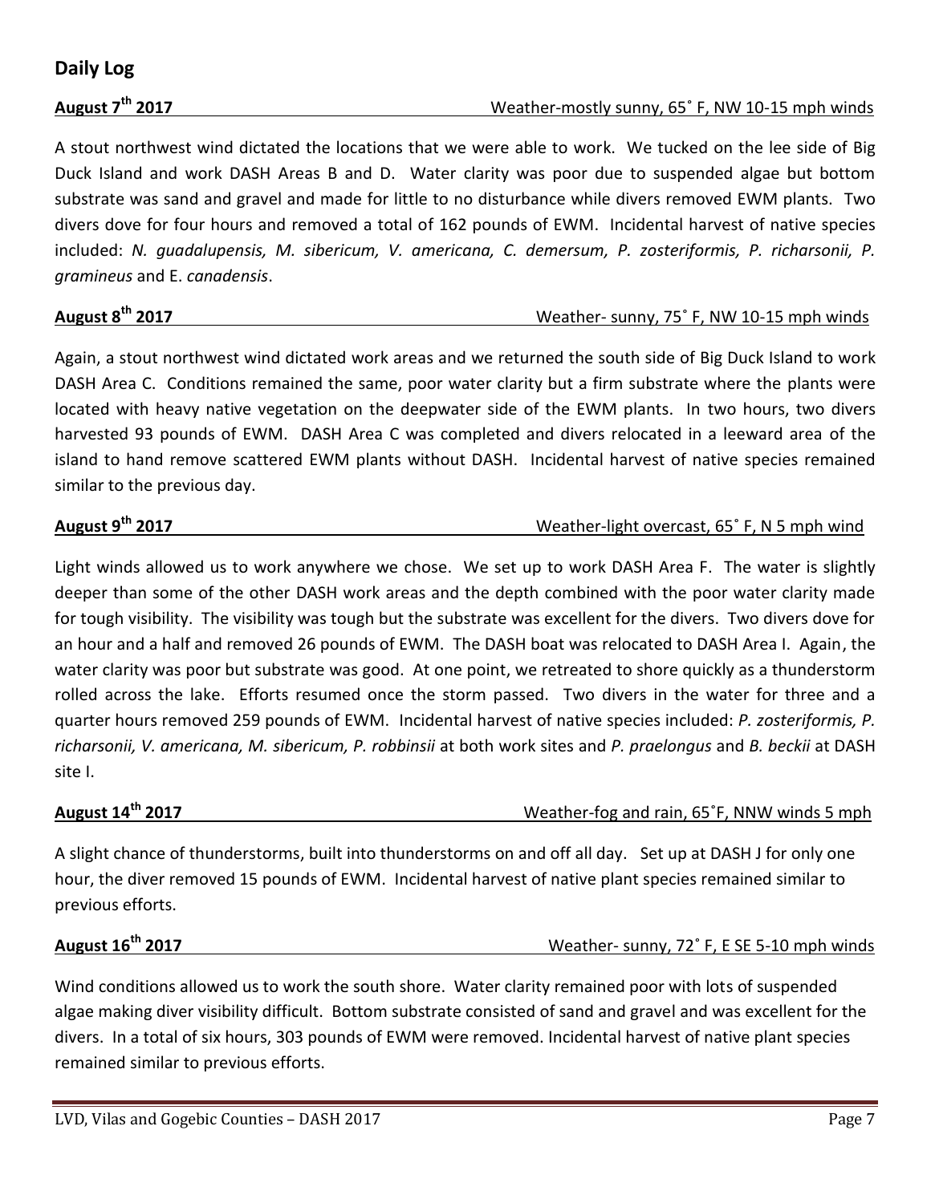## Daily Log

**August 7th 2017** Weather-mostly sunny, 65˚ F, NW 10-15 mph winds

A stout northwest wind dictated the locations that we were able to work. We tucked on the lee side of Big Duck Island and work DASH Areas B and D. Water clarity was poor due to suspended algae but bottom substrate was sand and gravel and made for little to no disturbance while divers removed EWM plants. Two divers dove for four hours and removed a total of 162 pounds of EWM. Incidental harvest of native species included: *N. guadalupensis, M. sibericum, V. americana, C. demersum, P. zosteriformis, P. richarsonii, P. gramineus* and E. *canadensis*.

**August 8th 2017** Weather- sunny, 75˚ F, NW 10-15 mph winds

Again, a stout northwest wind dictated work areas and we returned the south side of Big Duck Island to work DASH Area C. Conditions remained the same, poor water clarity but a firm substrate where the plants were located with heavy native vegetation on the deepwater side of the EWM plants. In two hours, two divers harvested 93 pounds of EWM. DASH Area C was completed and divers relocated in a leeward area of the island to hand remove scattered EWM plants without DASH. Incidental harvest of native species remained similar to the previous day.

**August 9th 2017** Weather-light overcast, 65˚ F, N 5 mph wind

Light winds allowed us to work anywhere we chose. We set up to work DASH Area F. The water is slightly deeper than some of the other DASH work areas and the depth combined with the poor water clarity made for tough visibility. The visibility was tough but the substrate was excellent for the divers. Two divers dove for an hour and a half and removed 26 pounds of EWM. The DASH boat was relocated to DASH Area I. Again, the water clarity was poor but substrate was good. At one point, we retreated to shore quickly as a thunderstorm rolled across the lake. Efforts resumed once the storm passed. Two divers in the water for three and a quarter hours removed 259 pounds of EWM. Incidental harvest of native species included: *P. zosteriformis, P. richarsonii, V. americana, M. sibericum, P. robbinsii* at both work sites and *P. praelongus* and *B. beckii* at DASH site I.

**August 14th 2017** Weather-fog and rain, 65˚F, NNW winds 5 mph

A slight chance of thunderstorms, built into thunderstorms on and off all day. Set up at DASH J for only one hour, the diver removed 15 pounds of EWM. Incidental harvest of native plant species remained similar to previous efforts.

**August 16th 2017** Weather- sunny, 72˚ F, E SE 5-10 mph winds

Wind conditions allowed us to work the south shore. Water clarity remained poor with lots of suspended algae making diver visibility difficult. Bottom substrate consisted of sand and gravel and was excellent for the divers. In a total of six hours, 303 pounds of EWM were removed. Incidental harvest of native plant species remained similar to previous efforts.